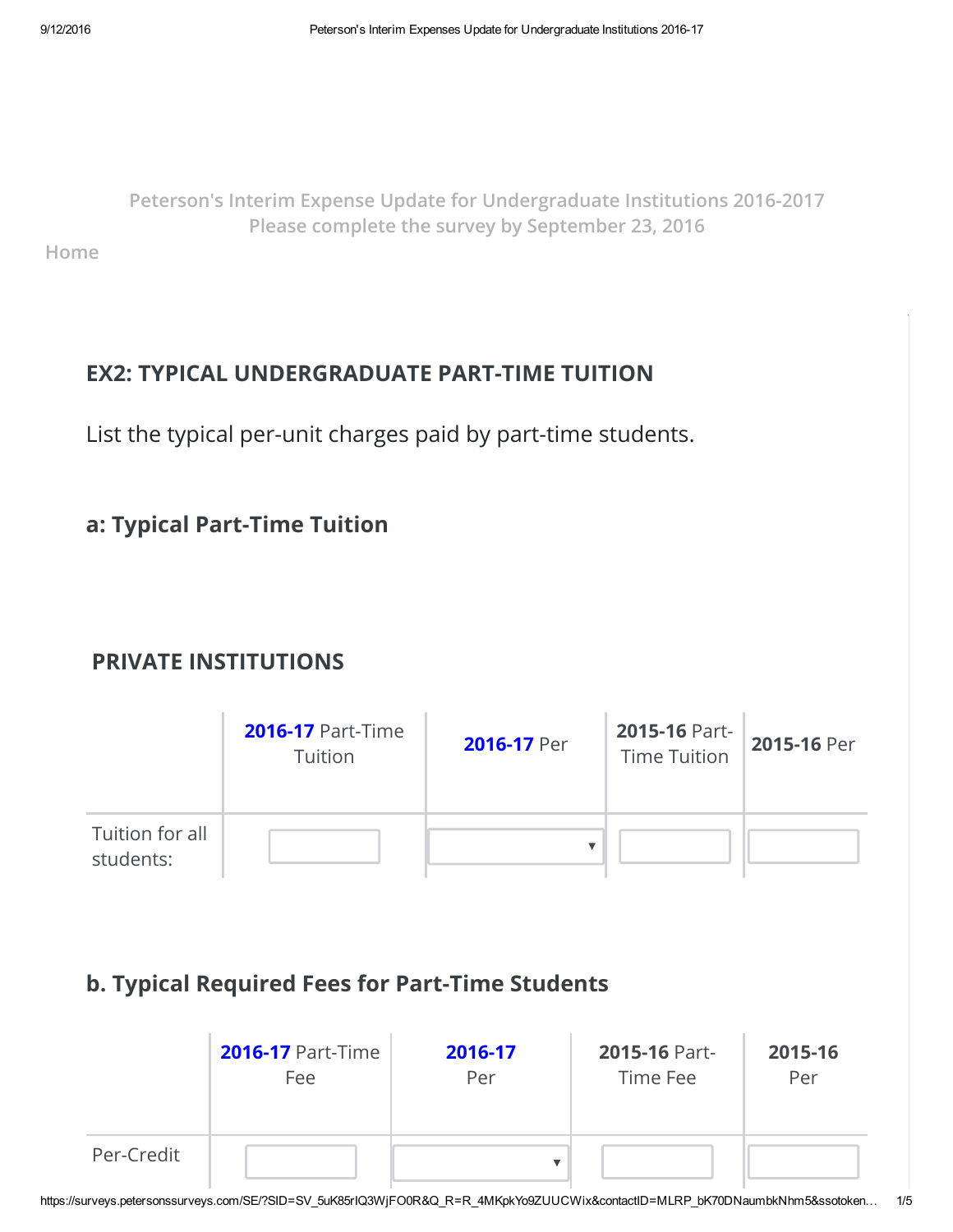Peterson's Interim Expense Update for Undergraduate Institutions 2016-2017
Please complete the survey by September 23, 2016

Home

## EX2: TYPICAL UNDERGRADUATE PART-TIME TUITION

List the typical per-unit charges paid by part-time students.

### a: Typical Part-Time Tuition

#### PRIVATE INSTITUTIONS

| | 2016-17 Part-Time Tuition | 2016-17 Per | 2015-16 Part-Time Tuition | 2015-16 Per |
|---|---|---|---|---|
| Tuition for all students: | | | | |

### b. Typical Required Fees for Part-Time Students

| | 2016-17 Part-Time Fee | 2016-17 Per | 2015-16 Part-Time Fee | 2015-16 Per |
|---|---|---|---|---|
| Per-Credit | | | | |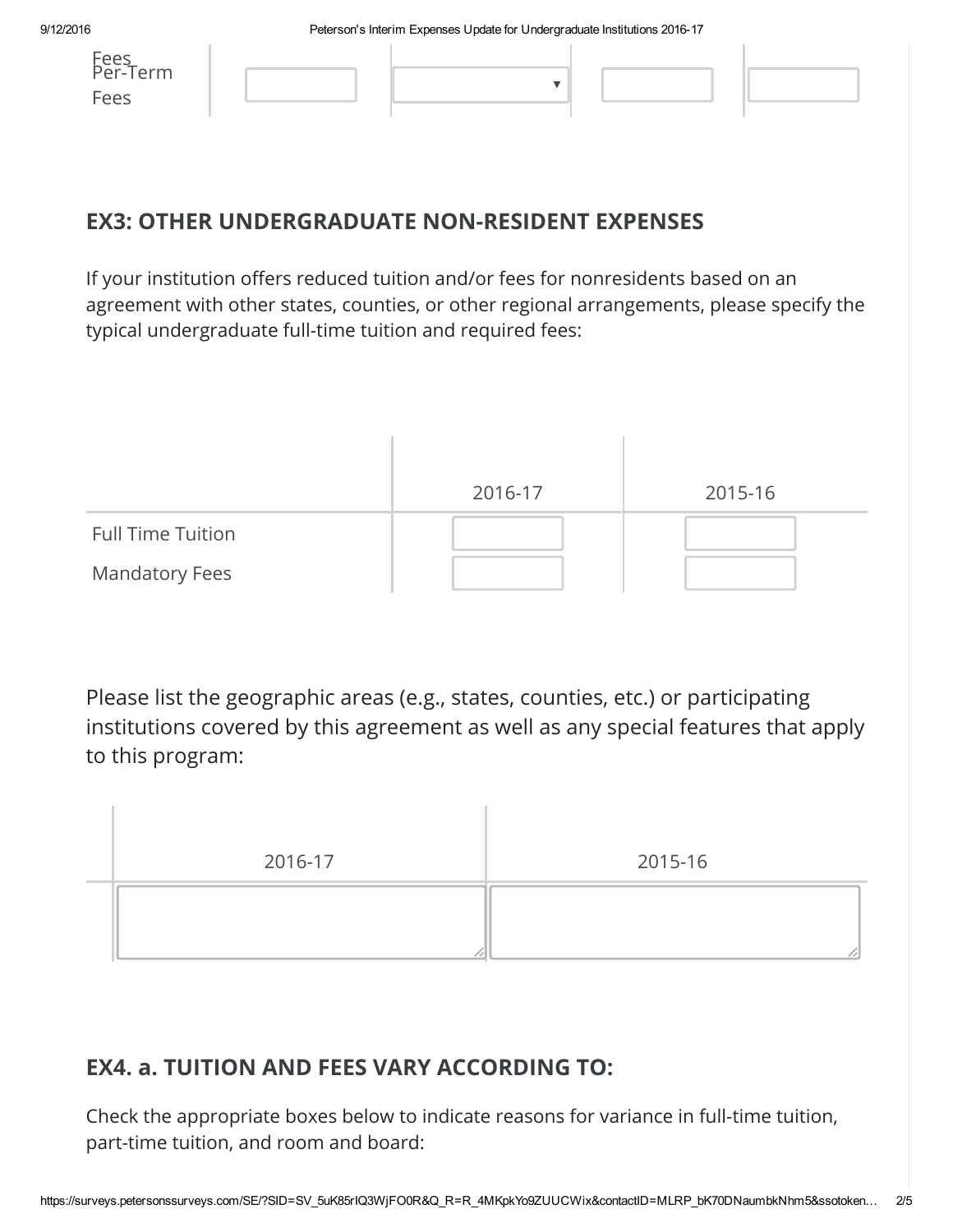| | | | | |
|---|---|---|---|---|
| Fees Per-Term Fees | | ▼ | | |

## EX3: OTHER UNDERGRADUATE NON-RESIDENT EXPENSES

If your institution offers reduced tuition and/or fees for nonresidents based on an agreement with other states, counties, or other regional arrangements, please specify the typical undergraduate full-time tuition and required fees:

| | 2016-17 | 2015-16 |
|---|---|---|
| Full Time Tuition | | |
| Mandatory Fees | | |

Please list the geographic areas (e.g., states, counties, etc.) or participating institutions covered by this agreement as well as any special features that apply to this program:

| 2016-17 | 2015-16 |
|---|---|
| | |

## EX4. a. TUITION AND FEES VARY ACCORDING TO:

Check the appropriate boxes below to indicate reasons for variance in full-time tuition, part-time tuition, and room and board: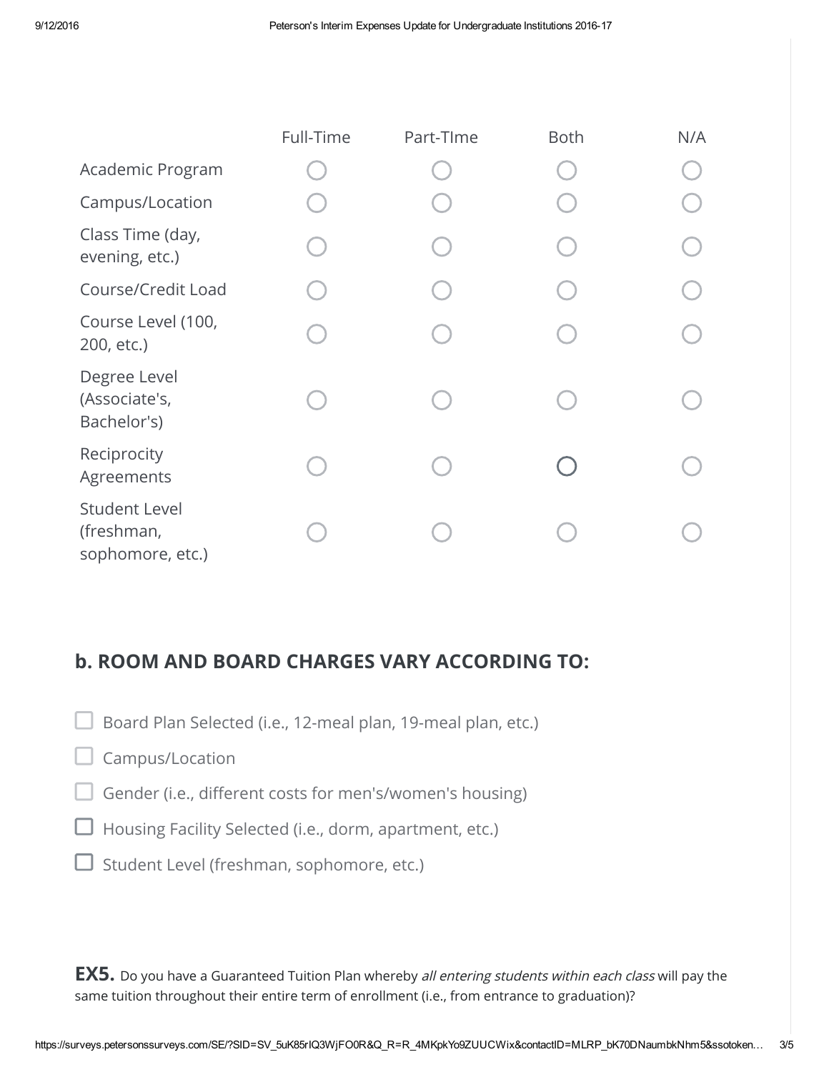| | Full-Time | Part-TIme | Both | N/A |
|---|---|---|---|---|
| Academic Program | ○ | ○ | ○ | ○ |
| Campus/Location | ○ | ○ | ○ | ○ |
| Class Time (day, evening, etc.) | ○ | ○ | ○ | ○ |
| Course/Credit Load | ○ | ○ | ○ | ○ |
| Course Level (100, 200, etc.) | ○ | ○ | ○ | ○ |
| Degree Level (Associate's, Bachelor's) | ○ | ○ | ○ | ○ |
| Reciprocity Agreements | ○ | ○ | ○ | ○ |
| Student Level (freshman, sophomore, etc.) | ○ | ○ | ○ | ○ |

## b. ROOM AND BOARD CHARGES VARY ACCORDING TO:

- ☐ Board Plan Selected (i.e., 12-meal plan, 19-meal plan, etc.)
- ☐ Campus/Location
- ☐ Gender (i.e., different costs for men's/women's housing)
- ☐ Housing Facility Selected (i.e., dorm, apartment, etc.)
- ☐ Student Level (freshman, sophomore, etc.)

**EX5.** Do you have a Guaranteed Tuition Plan whereby *all entering students within each class* will pay the same tuition throughout their entire term of enrollment (i.e., from entrance to graduation)?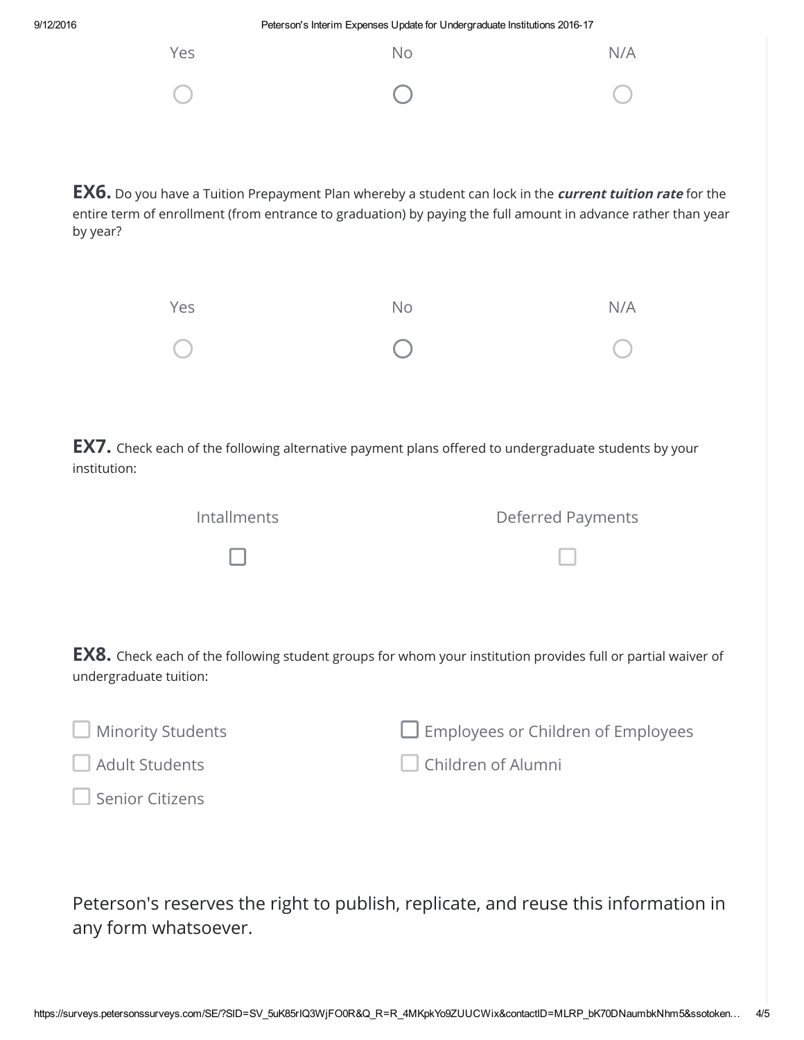| Yes | No | N/A |
|---|---|---|
| ○ | ○ | ○ |

**EX6.** Do you have a Tuition Prepayment Plan whereby a student can lock in the ***current tuition rate*** for the entire term of enrollment (from entrance to graduation) by paying the full amount in advance rather than year by year?

| Yes | No | N/A |
|---|---|---|
| ○ | ○ | ○ |

**EX7.** Check each of the following alternative payment plans offered to undergraduate students by your institution:

| Intallments | Deferred Payments |
|---|---|
| ☐ | ☐ |

**EX8.** Check each of the following student groups for whom your institution provides full or partial waiver of undergraduate tuition:

- ☐ Minority Students
- ☐ Adult Students
- ☐ Senior Citizens
- ☐ Employees or Children of Employees
- ☐ Children of Alumni

Peterson's reserves the right to publish, replicate, and reuse this information in any form whatsoever.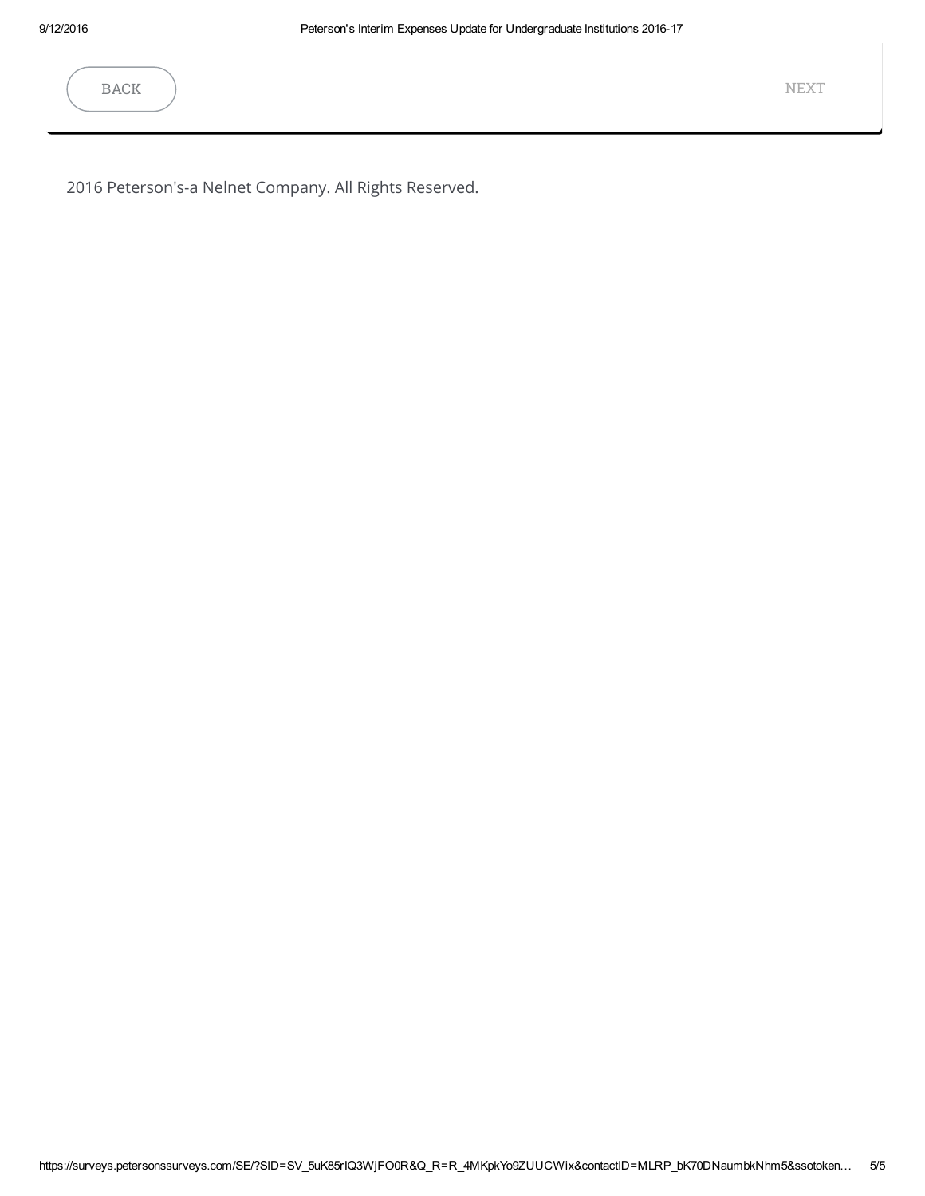BACK

NEXT

2016 Peterson's-a Nelnet Company. All Rights Reserved.